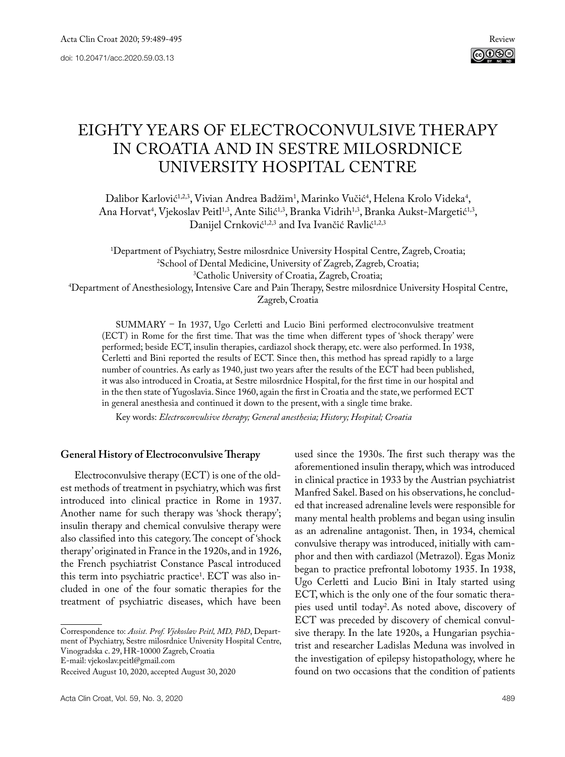# EIGHTY YEARS OF ELECTROCONVULSIVE THERAPY IN CROATIA AND IN SESTRE MILOSRDNICE UNIVERSITY HOSPITAL CENTRE

Dalibor Karlović[1,2,3], Vivian Andrea Badžim[1], Marinko Vučić[4], Helena Krolo Videka[4], Ana Horvat[4], Vjekoslav Peitl[1,3], Ante Silić[1,3], Branka Vidrih[1,3], Branka Aukst-Margetić[1,3], Danijel Crnković[1,2,3] and Iva Ivančić Ravlić[1,2,3]

[1]Department of Psychiatry, Sestre milosrdnice University Hospital Centre, Zagreb, Croatia;
[2]School of Dental Medicine, University of Zagreb, Zagreb, Croatia;
[3]Catholic University of Croatia, Zagreb, Croatia;
[4]Department of Anesthesiology, Intensive Care and Pain Therapy, Sestre milosrdnice University Hospital Centre, Zagreb, Croatia

SUMMARY – In 1937, Ugo Cerletti and Lucio Bini performed electroconvulsive treatment (ECT) in Rome for the first time. That was the time when different types of 'shock therapy' were performed; beside ECT, insulin therapies, cardiazol shock therapy, etc. were also performed. In 1938, Cerletti and Bini reported the results of ECT. Since then, this method has spread rapidly to a large number of countries. As early as 1940, just two years after the results of the ECT had been published, it was also introduced in Croatia, at Sestre milosrdnice Hospital, for the first time in our hospital and in the then state of Yugoslavia. Since 1960, again the first in Croatia and the state, we performed ECT in general anesthesia and continued it down to the present, with a single time brake.

Key words: *Electroconvulsive therapy; General anesthesia; History; Hospital; Croatia*

## General History of Electroconvulsive Therapy

Electroconvulsive therapy (ECT) is one of the oldest methods of treatment in psychiatry, which was first introduced into clinical practice in Rome in 1937. Another name for such therapy was 'shock therapy'; insulin therapy and chemical convulsive therapy were also classified into this category. The concept of 'shock therapy' originated in France in the 1920s, and in 1926, the French psychiatrist Constance Pascal introduced this term into psychiatric practice[1]. ECT was also included in one of the four somatic therapies for the treatment of psychiatric diseases, which have been used since the 1930s. The first such therapy was the aforementioned insulin therapy, which was introduced in clinical practice in 1933 by the Austrian psychiatrist Manfred Sakel. Based on his observations, he concluded that increased adrenaline levels were responsible for many mental health problems and began using insulin as an adrenaline antagonist. Then, in 1934, chemical convulsive therapy was introduced, initially with camphor and then with cardiazol (Metrazol). Egas Moniz began to practice prefrontal lobotomy 1935. In 1938, Ugo Cerletti and Lucio Bini in Italy started using ECT, which is the only one of the four somatic therapies used until today[2]. As noted above, discovery of ECT was preceded by discovery of chemical convulsive therapy. In the late 1920s, a Hungarian psychiatrist and researcher Ladislas Meduna was involved in the investigation of epilepsy histopathology, where he found on two occasions that the condition of patients

Correspondence to: *Assist. Prof. Vjekoslav Peitl, MD, PhD*, Department of Psychiatry, Sestre milosrdnice University Hospital Centre, Vinogradska c. 29, HR-10000 Zagreb, Croatia
E-mail: vjekoslav.peitl@gmail.com

Received August 10, 2020, accepted August 30, 2020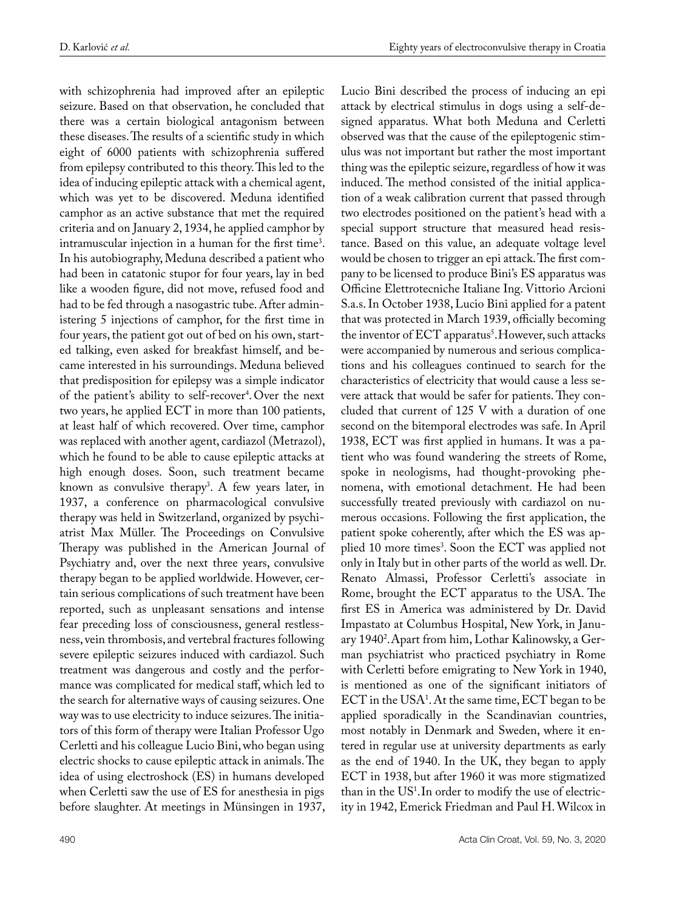with schizophrenia had improved after an epileptic seizure. Based on that observation, he concluded that there was a certain biological antagonism between these diseases. The results of a scientific study in which eight of 6000 patients with schizophrenia suffered from epilepsy contributed to this theory. This led to the idea of inducing epileptic attack with a chemical agent, which was yet to be discovered. Meduna identified camphor as an active substance that met the required criteria and on January 2, 1934, he applied camphor by intramuscular injection in a human for the first time[3]. In his autobiography, Meduna described a patient who had been in catatonic stupor for four years, lay in bed like a wooden figure, did not move, refused food and had to be fed through a nasogastric tube. After administering 5 injections of camphor, for the first time in four years, the patient got out of bed on his own, started talking, even asked for breakfast himself, and became interested in his surroundings. Meduna believed that predisposition for epilepsy was a simple indicator of the patient's ability to self-recover[4]. Over the next two years, he applied ECT in more than 100 patients, at least half of which recovered. Over time, camphor was replaced with another agent, cardiazol (Metrazol), which he found to be able to cause epileptic attacks at high enough doses. Soon, such treatment became known as convulsive therapy[3]. A few years later, in 1937, a conference on pharmacological convulsive therapy was held in Switzerland, organized by psychiatrist Max Müller. The Proceedings on Convulsive Therapy was published in the American Journal of Psychiatry and, over the next three years, convulsive therapy began to be applied worldwide. However, certain serious complications of such treatment have been reported, such as unpleasant sensations and intense fear preceding loss of consciousness, general restlessness, vein thrombosis, and vertebral fractures following severe epileptic seizures induced with cardiazol. Such treatment was dangerous and costly and the performance was complicated for medical staff, which led to the search for alternative ways of causing seizures. One way was to use electricity to induce seizures. The initiators of this form of therapy were Italian Professor Ugo Cerletti and his colleague Lucio Bini, who began using electric shocks to cause epileptic attack in animals. The idea of using electroshock (ES) in humans developed when Cerletti saw the use of ES for anesthesia in pigs before slaughter. At meetings in Münsingen in 1937, Lucio Bini described the process of inducing an epi attack by electrical stimulus in dogs using a self-designed apparatus. What both Meduna and Cerletti observed was that the cause of the epileptogenic stimulus was not important but rather the most important thing was the epileptic seizure, regardless of how it was induced. The method consisted of the initial application of a weak calibration current that passed through two electrodes positioned on the patient's head with a special support structure that measured head resistance. Based on this value, an adequate voltage level would be chosen to trigger an epi attack. The first company to be licensed to produce Bini's ES apparatus was Officine Elettrotecniche Italiane Ing. Vittorio Arcioni S.a.s. In October 1938, Lucio Bini applied for a patent that was protected in March 1939, officially becoming the inventor of ECT apparatus[5]. However, such attacks were accompanied by numerous and serious complications and his colleagues continued to search for the characteristics of electricity that would cause a less severe attack that would be safer for patients. They concluded that current of 125 V with a duration of one second on the bitemporal electrodes was safe. In April 1938, ECT was first applied in humans. It was a patient who was found wandering the streets of Rome, spoke in neologisms, had thought-provoking phenomena, with emotional detachment. He had been successfully treated previously with cardiazol on numerous occasions. Following the first application, the patient spoke coherently, after which the ES was applied 10 more times[3]. Soon the ECT was applied not only in Italy but in other parts of the world as well. Dr. Renato Almassi, Professor Cerletti's associate in Rome, brought the ECT apparatus to the USA. The first ES in America was administered by Dr. David Impastato at Columbus Hospital, New York, in January 1940[2]. Apart from him, Lothar Kalinowsky, a German psychiatrist who practiced psychiatry in Rome with Cerletti before emigrating to New York in 1940, is mentioned as one of the significant initiators of ECT in the USA[1]. At the same time, ECT began to be applied sporadically in the Scandinavian countries, most notably in Denmark and Sweden, where it entered in regular use at university departments as early as the end of 1940. In the UK, they began to apply ECT in 1938, but after 1960 it was more stigmatized than in the US[1]. In order to modify the use of electricity in 1942, Emerick Friedman and Paul H. Wilcox in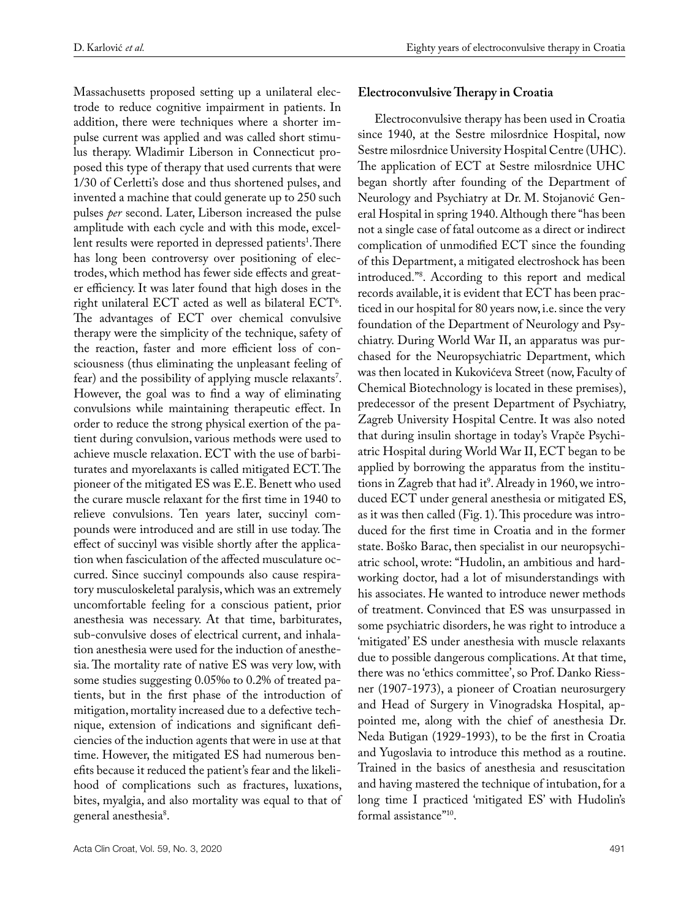Massachusetts proposed setting up a unilateral electrode to reduce cognitive impairment in patients. In addition, there were techniques where a shorter impulse current was applied and was called short stimulus therapy. Wladimir Liberson in Connecticut proposed this type of therapy that used currents that were 1/30 of Cerletti's dose and thus shortened pulses, and invented a machine that could generate up to 250 such pulses *per* second. Later, Liberson increased the pulse amplitude with each cycle and with this mode, excellent results were reported in depressed patients[1]. There has long been controversy over positioning of electrodes, which method has fewer side effects and greater efficiency. It was later found that high doses in the right unilateral ECT acted as well as bilateral ECT[6]. The advantages of ECT over chemical convulsive therapy were the simplicity of the technique, safety of the reaction, faster and more efficient loss of consciousness (thus eliminating the unpleasant feeling of fear) and the possibility of applying muscle relaxants[7]. However, the goal was to find a way of eliminating convulsions while maintaining therapeutic effect. In order to reduce the strong physical exertion of the patient during convulsion, various methods were used to achieve muscle relaxation. ECT with the use of barbiturates and myorelaxants is called mitigated ECT. The pioneer of the mitigated ES was E.E. Benett who used the curare muscle relaxant for the first time in 1940 to relieve convulsions. Ten years later, succinyl compounds were introduced and are still in use today. The effect of succinyl was visible shortly after the application when fasciculation of the affected musculature occurred. Since succinyl compounds also cause respiratory musculoskeletal paralysis, which was an extremely uncomfortable feeling for a conscious patient, prior anesthesia was necessary. At that time, barbiturates, sub-convulsive doses of electrical current, and inhalation anesthesia were used for the induction of anesthesia. The mortality rate of native ES was very low, with some studies suggesting 0.05‰ to 0.2% of treated patients, but in the first phase of the introduction of mitigation, mortality increased due to a defective technique, extension of indications and significant deficiencies of the induction agents that were in use at that time. However, the mitigated ES had numerous benefits because it reduced the patient's fear and the likelihood of complications such as fractures, luxations, bites, myalgia, and also mortality was equal to that of general anesthesia[8].

## Electroconvulsive Therapy in Croatia

Electroconvulsive therapy has been used in Croatia since 1940, at the Sestre milosrdnice Hospital, now Sestre milosrdnice University Hospital Centre (UHC). The application of ECT at Sestre milosrdnice UHC began shortly after founding of the Department of Neurology and Psychiatry at Dr. M. Stojanović General Hospital in spring 1940. Although there "has been not a single case of fatal outcome as a direct or indirect complication of unmodified ECT since the founding of this Department, a mitigated electroshock has been introduced."[8]. According to this report and medical records available, it is evident that ECT has been practiced in our hospital for 80 years now, i.e. since the very foundation of the Department of Neurology and Psychiatry. During World War II, an apparatus was purchased for the Neuropsychiatric Department, which was then located in Kukovićeva Street (now, Faculty of Chemical Biotechnology is located in these premises), predecessor of the present Department of Psychiatry, Zagreb University Hospital Centre. It was also noted that during insulin shortage in today's Vrapče Psychiatric Hospital during World War II, ECT began to be applied by borrowing the apparatus from the institutions in Zagreb that had it[9]. Already in 1960, we introduced ECT under general anesthesia or mitigated ES, as it was then called (Fig. 1). This procedure was introduced for the first time in Croatia and in the former state. Boško Barac, then specialist in our neuropsychiatric school, wrote: "Hudolin, an ambitious and hardworking doctor, had a lot of misunderstandings with his associates. He wanted to introduce newer methods of treatment. Convinced that ES was unsurpassed in some psychiatric disorders, he was right to introduce a 'mitigated' ES under anesthesia with muscle relaxants due to possible dangerous complications. At that time, there was no 'ethics committee', so Prof. Danko Riessner (1907-1973), a pioneer of Croatian neurosurgery and Head of Surgery in Vinogradska Hospital, appointed me, along with the chief of anesthesia Dr. Neda Butigan (1929-1993), to be the first in Croatia and Yugoslavia to introduce this method as a routine. Trained in the basics of anesthesia and resuscitation and having mastered the technique of intubation, for a long time I practiced 'mitigated ES' with Hudolin's formal assistance"[10].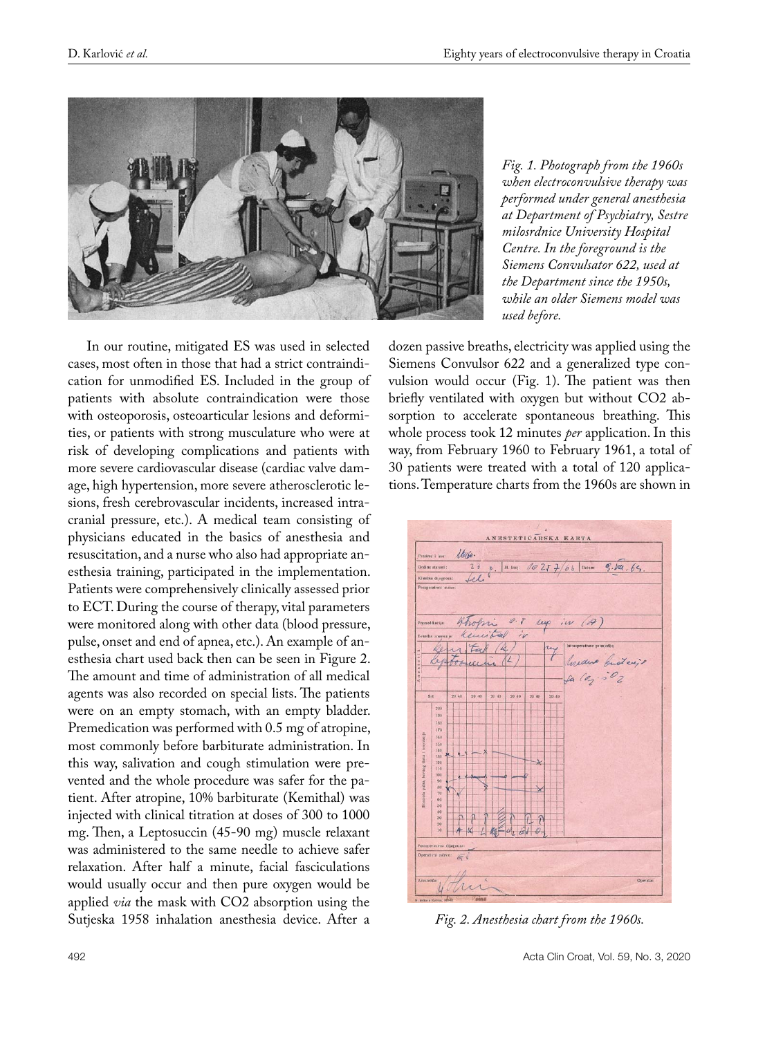*Fig. 1. Photograph from the 1960s when electroconvulsive therapy was performed under general anesthesia at Department of Psychiatry, Sestre milosrdnice University Hospital Centre. In the foreground is the Siemens Convulsator 622, used at the Department since the 1950s, while an older Siemens model was used before.*

In our routine, mitigated ES was used in selected cases, most often in those that had a strict contraindication for unmodified ES. Included in the group of patients with absolute contraindication were those with osteoporosis, osteoarticular lesions and deformities, or patients with strong musculature who were at risk of developing complications and patients with more severe cardiovascular disease (cardiac valve damage, high hypertension, more severe atherosclerotic lesions, fresh cerebrovascular incidents, increased intracranial pressure, etc.). A medical team consisting of physicians educated in the basics of anesthesia and resuscitation, and a nurse who also had appropriate anesthesia training, participated in the implementation. Patients were comprehensively clinically assessed prior to ECT. During the course of therapy, vital parameters were monitored along with other data (blood pressure, pulse, onset and end of apnea, etc.). An example of anesthesia chart used back then can be seen in Figure 2. The amount and time of administration of all medical agents was also recorded on special lists. The patients were on an empty stomach, with an empty bladder. Premedication was performed with 0.5 mg of atropine, most commonly before barbiturate administration. In this way, salivation and cough stimulation were prevented and the whole procedure was safer for the patient. After atropine, 10% barbiturate (Kemithal) was injected with clinical titration at doses of 300 to 1000 mg. Then, a Leptosuccin (45-90 mg) muscle relaxant was administered to the same needle to achieve safer relaxation. After half a minute, facial fasciculations would usually occur and then pure oxygen would be applied *via* the mask with $CO_2$ absorption using the Sutjeska 1958 inhalation anesthesia device. After a dozen passive breaths, electricity was applied using the Siemens Convulsor 622 and a generalized type convulsion would occur (Fig. 1). The patient was then briefly ventilated with oxygen but without $CO_2$ absorption to accelerate spontaneous breathing. This whole process took 12 minutes *per* application. In this way, from February 1960 to February 1961, a total of 30 patients were treated with a total of 120 applications. Temperature charts from the 1960s are shown in

*Fig. 2. Anesthesia chart from the 1960s.*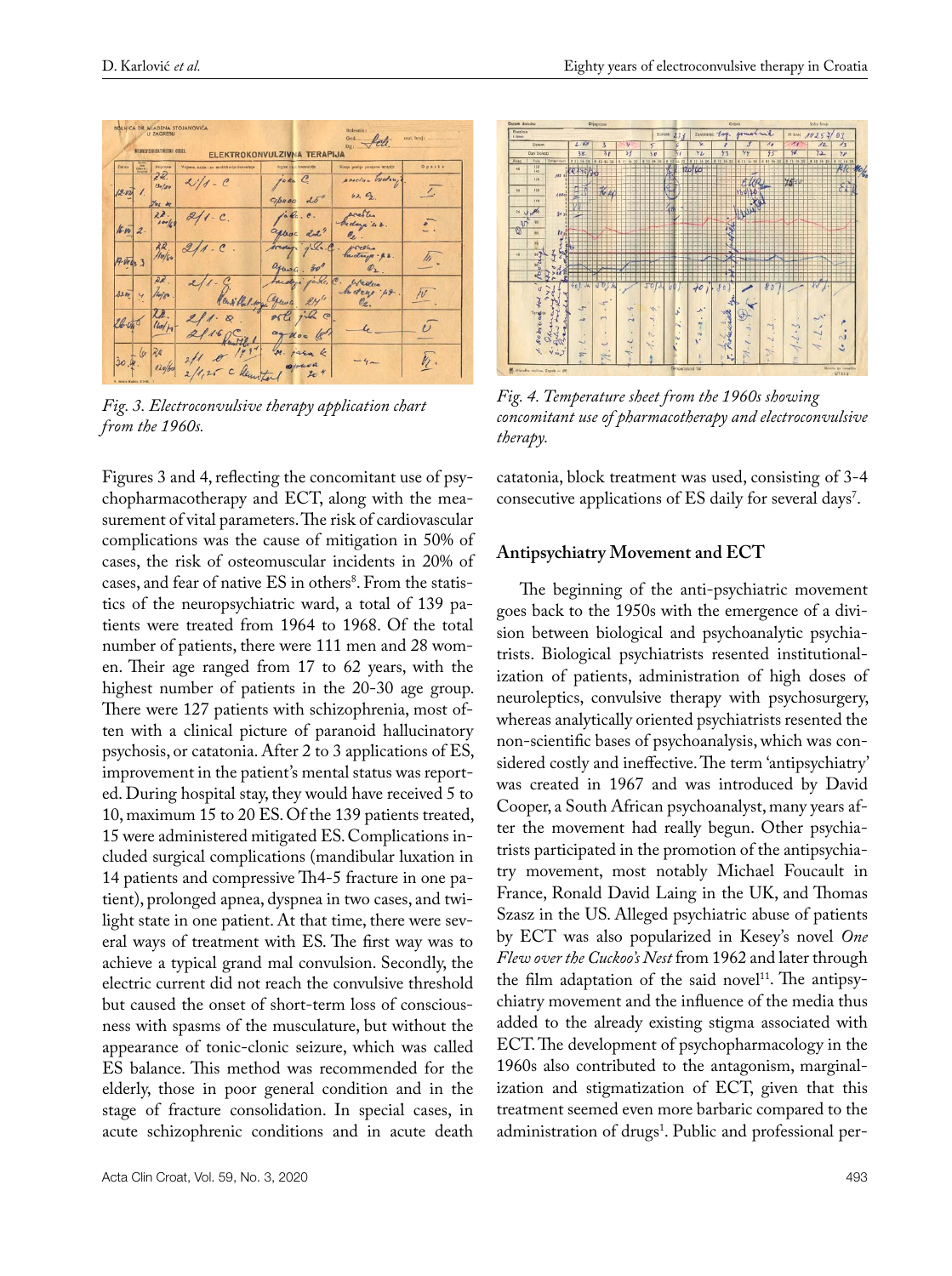Fig. 3. Electroconvulsive therapy application chart from the 1960s.

Fig. 4. Temperature sheet from the 1960s showing concomitant use of pharmacotherapy and electroconvulsive therapy.

Figures 3 and 4, reflecting the concomitant use of psychopharmacotherapy and ECT, along with the measurement of vital parameters. The risk of cardiovascular complications was the cause of mitigation in 50% of cases, the risk of osteomuscular incidents in 20% of cases, and fear of native ES in others[8]. From the statistics of the neuropsychiatric ward, a total of 139 patients were treated from 1964 to 1968. Of the total number of patients, there were 111 men and 28 women. Their age ranged from 17 to 62 years, with the highest number of patients in the 20-30 age group. There were 127 patients with schizophrenia, most often with a clinical picture of paranoid hallucinatory psychosis, or catatonia. After 2 to 3 applications of ES, improvement in the patient's mental status was reported. During hospital stay, they would have received 5 to 10, maximum 15 to 20 ES. Of the 139 patients treated, 15 were administered mitigated ES. Complications included surgical complications (mandibular luxation in 14 patients and compressive Th4-5 fracture in one patient), prolonged apnea, dyspnea in two cases, and twilight state in one patient. At that time, there were several ways of treatment with ES. The first way was to achieve a typical grand mal convulsion. Secondly, the electric current did not reach the convulsive threshold but caused the onset of short-term loss of consciousness with spasms of the musculature, but without the appearance of tonic-clonic seizure, which was called ES balance. This method was recommended for the elderly, those in poor general condition and in the stage of fracture consolidation. In special cases, in acute schizophrenic conditions and in acute death catatonia, block treatment was used, consisting of 3-4 consecutive applications of ES daily for several days[7].

## Antipsychiatry Movement and ECT

The beginning of the anti-psychiatric movement goes back to the 1950s with the emergence of a division between biological and psychoanalytic psychiatrists. Biological psychiatrists resented institutionalization of patients, administration of high doses of neuroleptics, convulsive therapy with psychosurgery, whereas analytically oriented psychiatrists resented the non-scientific bases of psychoanalysis, which was considered costly and ineffective. The term 'antipsychiatry' was created in 1967 and was introduced by David Cooper, a South African psychoanalyst, many years after the movement had really begun. Other psychiatrists participated in the promotion of the antipsychiatry movement, most notably Michael Foucault in France, Ronald David Laing in the UK, and Thomas Szasz in the US. Alleged psychiatric abuse of patients by ECT was also popularized in Kesey's novel *One Flew over the Cuckoo's Nest* from 1962 and later through the film adaptation of the said novel[11]. The antipsychiatry movement and the influence of the media thus added to the already existing stigma associated with ECT. The development of psychopharmacology in the 1960s also contributed to the antagonism, marginalization and stigmatization of ECT, given that this treatment seemed even more barbaric compared to the administration of drugs[1]. Public and professional per-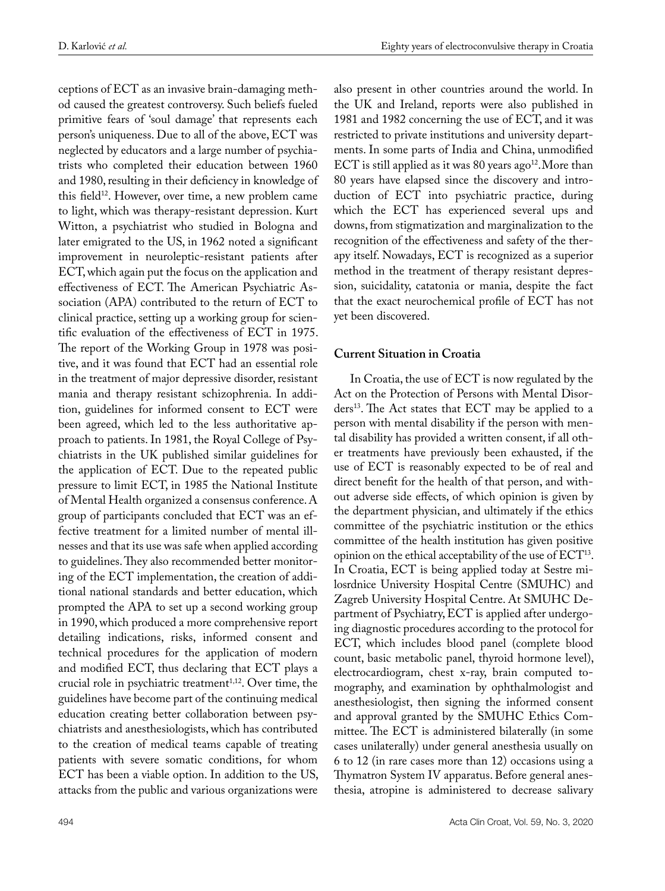ceptions of ECT as an invasive brain-damaging method caused the greatest controversy. Such beliefs fueled primitive fears of 'soul damage' that represents each person's uniqueness. Due to all of the above, ECT was neglected by educators and a large number of psychiatrists who completed their education between 1960 and 1980, resulting in their deficiency in knowledge of this field[12]. However, over time, a new problem came to light, which was therapy-resistant depression. Kurt Witton, a psychiatrist who studied in Bologna and later emigrated to the US, in 1962 noted a significant improvement in neuroleptic-resistant patients after ECT, which again put the focus on the application and effectiveness of ECT. The American Psychiatric Association (APA) contributed to the return of ECT to clinical practice, setting up a working group for scientific evaluation of the effectiveness of ECT in 1975. The report of the Working Group in 1978 was positive, and it was found that ECT had an essential role in the treatment of major depressive disorder, resistant mania and therapy resistant schizophrenia. In addition, guidelines for informed consent to ECT were been agreed, which led to the less authoritative approach to patients. In 1981, the Royal College of Psychiatrists in the UK published similar guidelines for the application of ECT. Due to the repeated public pressure to limit ECT, in 1985 the National Institute of Mental Health organized a consensus conference. A group of participants concluded that ECT was an effective treatment for a limited number of mental illnesses and that its use was safe when applied according to guidelines. They also recommended better monitoring of the ECT implementation, the creation of additional national standards and better education, which prompted the APA to set up a second working group in 1990, which produced a more comprehensive report detailing indications, risks, informed consent and technical procedures for the application of modern and modified ECT, thus declaring that ECT plays a crucial role in psychiatric treatment[1,12]. Over time, the guidelines have become part of the continuing medical education creating better collaboration between psychiatrists and anesthesiologists, which has contributed to the creation of medical teams capable of treating patients with severe somatic conditions, for whom ECT has been a viable option. In addition to the US, attacks from the public and various organizations were also present in other countries around the world. In the UK and Ireland, reports were also published in 1981 and 1982 concerning the use of ECT, and it was restricted to private institutions and university departments. In some parts of India and China, unmodified ECT is still applied as it was 80 years ago[12]. More than 80 years have elapsed since the discovery and introduction of ECT into psychiatric practice, during which the ECT has experienced several ups and downs, from stigmatization and marginalization to the recognition of the effectiveness and safety of the therapy itself. Nowadays, ECT is recognized as a superior method in the treatment of therapy resistant depression, suicidality, catatonia or mania, despite the fact that the exact neurochemical profile of ECT has not yet been discovered.

## Current Situation in Croatia

In Croatia, the use of ECT is now regulated by the Act on the Protection of Persons with Mental Disorders[13]. The Act states that ECT may be applied to a person with mental disability if the person with mental disability has provided a written consent, if all other treatments have previously been exhausted, if the use of ECT is reasonably expected to be of real and direct benefit for the health of that person, and without adverse side effects, of which opinion is given by the department physician, and ultimately if the ethics committee of the psychiatric institution or the ethics committee of the health institution has given positive opinion on the ethical acceptability of the use of ECT[13]. In Croatia, ECT is being applied today at Sestre milosrdnice University Hospital Centre (SMUHC) and Zagreb University Hospital Centre. At SMUHC Department of Psychiatry, ECT is applied after undergoing diagnostic procedures according to the protocol for ECT, which includes blood panel (complete blood count, basic metabolic panel, thyroid hormone level), electrocardiogram, chest x-ray, brain computed tomography, and examination by ophthalmologist and anesthesiologist, then signing the informed consent and approval granted by the SMUHC Ethics Committee. The ECT is administered bilaterally (in some cases unilaterally) under general anesthesia usually on 6 to 12 (in rare cases more than 12) occasions using a Thymatron System IV apparatus. Before general anesthesia, atropine is administered to decrease salivary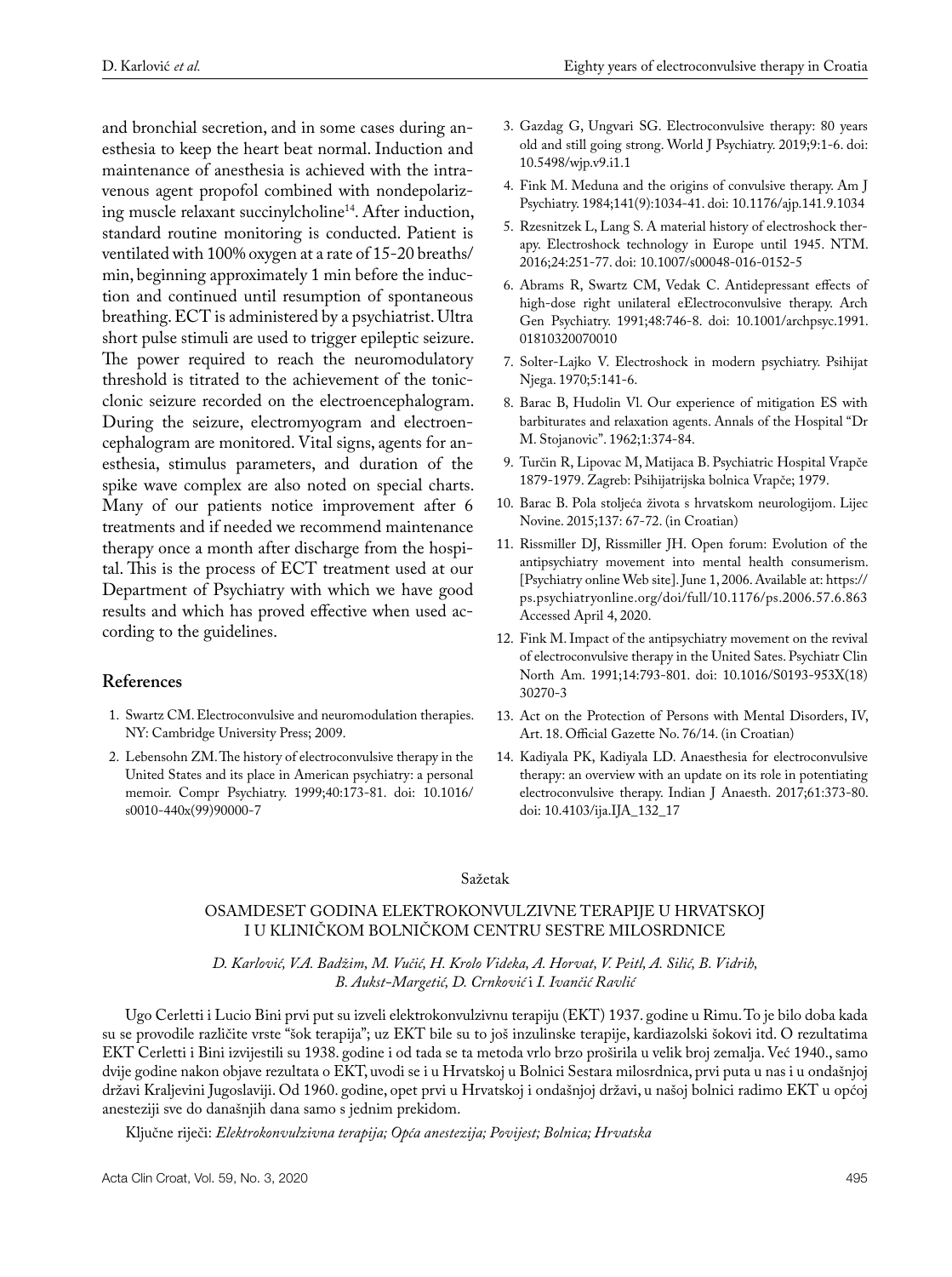and bronchial secretion, and in some cases during anesthesia to keep the heart beat normal. Induction and maintenance of anesthesia is achieved with the intravenous agent propofol combined with nondepolarizing muscle relaxant succinylcholine[14]. After induction, standard routine monitoring is conducted. Patient is ventilated with 100% oxygen at a rate of 15-20 breaths/min, beginning approximately 1 min before the induction and continued until resumption of spontaneous breathing. ECT is administered by a psychiatrist. Ultra short pulse stimuli are used to trigger epileptic seizure. The power required to reach the neuromodulatory threshold is titrated to the achievement of the tonic-clonic seizure recorded on the electroencephalogram. During the seizure, electromyogram and electroencephalogram are monitored. Vital signs, agents for anesthesia, stimulus parameters, and duration of the spike wave complex are also noted on special charts. Many of our patients notice improvement after 6 treatments and if needed we recommend maintenance therapy once a month after discharge from the hospital. This is the process of ECT treatment used at our Department of Psychiatry with which we have good results and which has proved effective when used according to the guidelines.

## References

1. Swartz CM. Electroconvulsive and neuromodulation therapies. NY: Cambridge University Press; 2009.
2. Lebensohn ZM. The history of electroconvulsive therapy in the United States and its place in American psychiatry: a personal memoir. Compr Psychiatry. 1999;40:173-81. doi: 10.1016/s0010-440x(99)90000-7
3. Gazdag G, Ungvari SG. Electroconvulsive therapy: 80 years old and still going strong. World J Psychiatry. 2019;9:1-6. doi: 10.5498/wjp.v9.i1.1
4. Fink M. Meduna and the origins of convulsive therapy. Am J Psychiatry. 1984;141(9):1034-41. doi: 10.1176/ajp.141.9.1034
5. Rzesnitzek L, Lang S. A material history of electroshock therapy. Electroshock technology in Europe until 1945. NTM. 2016;24:251-77. doi: 10.1007/s00048-016-0152-5
6. Abrams R, Swartz CM, Vedak C. Antidepressant effects of high-dose right unilateral eElectroconvulsive therapy. Arch Gen Psychiatry. 1991;48:746-8. doi: 10.1001/archpsyc.1991.01810320070010
7. Solter-Lajko V. Electroshock in modern psychiatry. Psihijat Njega. 1970;5:141-6.
8. Barac B, Hudolin Vl. Our experience of mitigation ES with barbiturates and relaxation agents. Annals of the Hospital "Dr M. Stojanovic". 1962;1:374-84.
9. Turčin R, Lipovac M, Matijaca B. Psychiatric Hospital Vrapče 1879-1979. Zagreb: Psihijatrijska bolnica Vrapče; 1979.
10. Barac B. Pola stoljeća života s hrvatskom neurologijom. Lijec Novine. 2015;137: 67-72. (in Croatian)
11. Rissmiller DJ, Rissmiller JH. Open forum: Evolution of the antipsychiatry movement into mental health consumerism. [Psychiatry online Web site]. June 1, 2006. Available at: https://ps.psychiatryonline.org/doi/full/10.1176/ps.2006.57.6.863 Accessed April 4, 2020.
12. Fink M. Impact of the antipsychiatry movement on the revival of electroconvulsive therapy in the United Sates. Psychiatr Clin North Am. 1991;14:793-801. doi: 10.1016/S0193-953X(18)30270-3
13. Act on the Protection of Persons with Mental Disorders, IV, Art. 18. Official Gazette No. 76/14. (in Croatian)
14. Kadiyala PK, Kadiyala LD. Anaesthesia for electroconvulsive therapy: an overview with an update on its role in potentiating electroconvulsive therapy. Indian J Anaesth. 2017;61:373-80. doi: 10.4103/ija.IJA_132_17

Sažetak

### OSAMDESET GODINA ELEKTROKONVULZIVNE TERAPIJE U HRVATSKOJ I U KLINIČKOM BOLNIČKOM CENTRU SESTRE MILOSRDNICE

*D. Karlović, V.A. Badžim, M. Vučić, H. Krolo Videka, A. Horvat, V. Peitl, A. Silić, B. Vidrih, B. Aukst-Margetić, D. Crnković* i *I. Ivančić Ravlić*

Ugo Cerletti i Lucio Bini prvi put su izveli elektrokonvulzivnu terapiju (EKT) 1937. godine u Rimu. To je bilo doba kada su se provodile različite vrste "šok terapija"; uz EKT bile su to još inzulinske terapije, kardiazolski šokovi itd. O rezultatima EKT Cerletti i Bini izvijestili su 1938. godine i od tada se ta metoda vrlo brzo proširila u velik broj zemalja. Već 1940., samo dvije godine nakon objave rezultata o EKT, uvodi se i u Hrvatskoj u Bolnici Sestara milosrdnica, prvi puta u nas i u ondašnjoj državi Kraljevini Jugoslaviji. Od 1960. godine, opet prvi u Hrvatskoj i ondašnjoj državi, u našoj bolnici radimo EKT u općoj anesteziji sve do današnjih dana samo s jednim prekidom.

Ključne riječi: *Elektrokonvulzivna terapija; Opća anestezija; Povijest; Bolnica; Hrvatska*